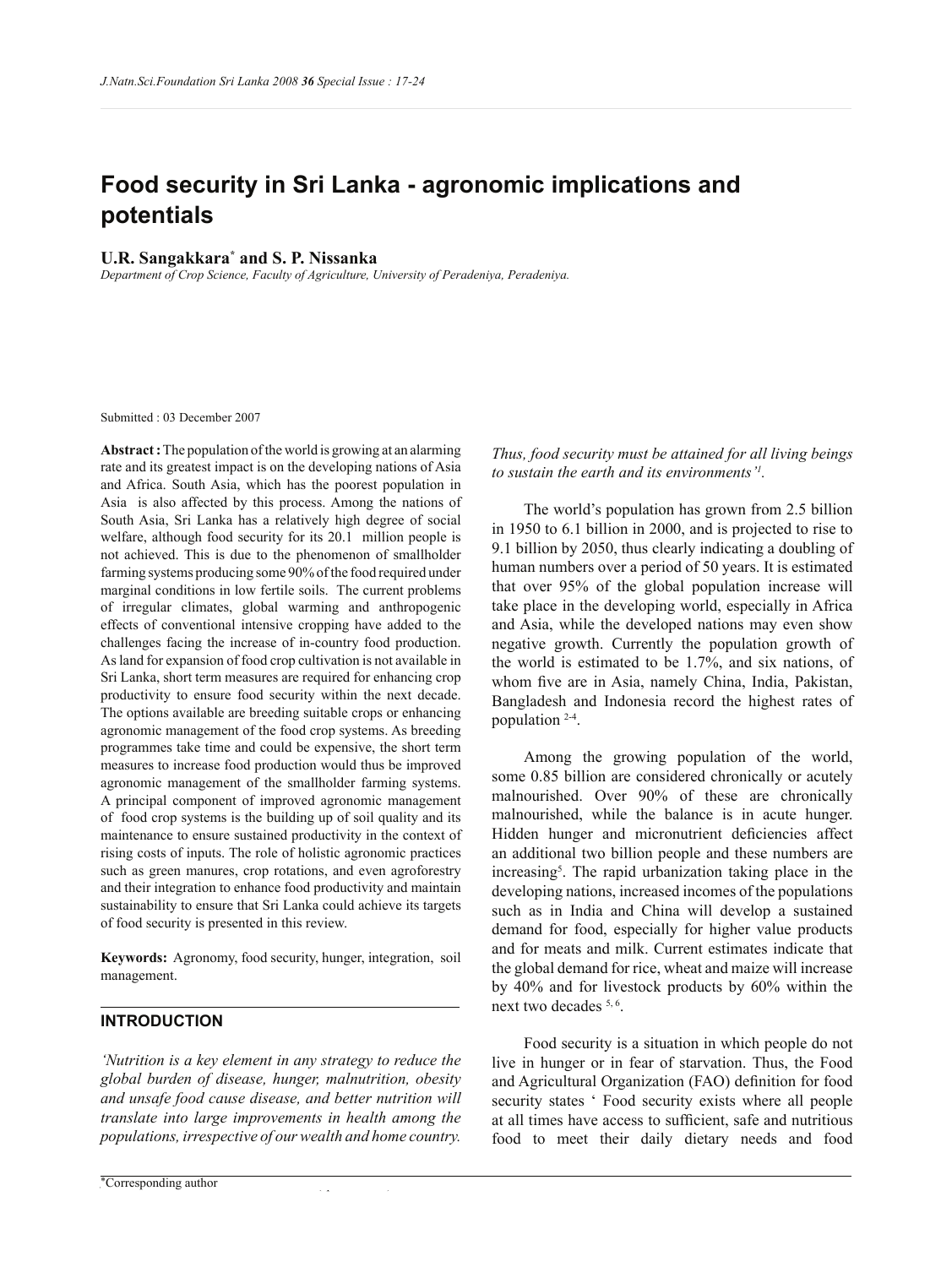# Food security in Sri Lanka - agronomic implications and potentials

**U.R. Sangakkara\* and S. P. Nissanka**

*Department of Crop Science, Faculty of Agriculture, University of Peradeniya, Peradeniya.*

Submitted : 03 December 2007

**Abstract :** The population of the world is growing at an alarming rate and its greatest impact is on the developing nations of Asia and Africa. South Asia, which has the poorest population in Asia is also affected by this process. Among the nations of South Asia, Sri Lanka has a relatively high degree of social welfare, although food security for its 20.1 million people is not achieved. This is due to the phenomenon of smallholder farming systems producing some 90% of the food required under marginal conditions in low fertile soils. The current problems of irregular climates, global warming and anthropogenic effects of conventional intensive cropping have added to the challenges facing the increase of in-country food production. As land for expansion of food crop cultivation is not available in Sri Lanka, short term measures are required for enhancing crop productivity to ensure food security within the next decade. The options available are breeding suitable crops or enhancing agronomic management of the food crop systems. As breeding programmes take time and could be expensive, the short term measures to increase food production would thus be improved agronomic management of the smallholder farming systems. A principal component of improved agronomic management of food crop systems is the building up of soil quality and its maintenance to ensure sustained productivity in the context of rising costs of inputs. The role of holistic agronomic practices such as green manures, crop rotations, and even agroforestry and their integration to enhance food productivity and maintain sustainability to ensure that Sri Lanka could achieve its targets of food security is presented in this review.

**Keywords:** Agronomy, food security, hunger, integration, soil management.

## INTRODUCTION

*'Nutrition is a key element in any strategy to reduce the global burden of disease, hunger, malnutrition, obesity and unsafe food cause disease, and better nutrition will translate into large improvements in health among the populations, irrespective of our wealth and home country. Thus, food security must be attained for all living beings to sustain the earth and its environments'*[1].

The world's population has grown from 2.5 billion in 1950 to 6.1 billion in 2000, and is projected to rise to 9.1 billion by 2050, thus clearly indicating a doubling of human numbers over a period of 50 years. It is estimated that over 95% of the global population increase will take place in the developing world, especially in Africa and Asia, while the developed nations may even show negative growth. Currently the population growth of the world is estimated to be 1.7%, and six nations, of whom five are in Asia, namely China, India, Pakistan, Bangladesh and Indonesia record the highest rates of population [2-4].

Among the growing population of the world, some 0.85 billion are considered chronically or acutely malnourished. Over 90% of these are chronically malnourished, while the balance is in acute hunger. Hidden hunger and micronutrient deficiencies affect an additional two billion people and these numbers are increasing[5]. The rapid urbanization taking place in the developing nations, increased incomes of the populations such as in India and China will develop a sustained demand for food, especially for higher value products and for meats and milk. Current estimates indicate that the global demand for rice, wheat and maize will increase by 40% and for livestock products by 60% within the next two decades [5, 6].

Food security is a situation in which people do not live in hunger or in fear of starvation. Thus, the Food and Agricultural Organization (FAO) definition for food security states ' Food security exists where all people at all times have access to sufficient, safe and nutritious food to meet their daily dietary needs and food

\*Corresponding author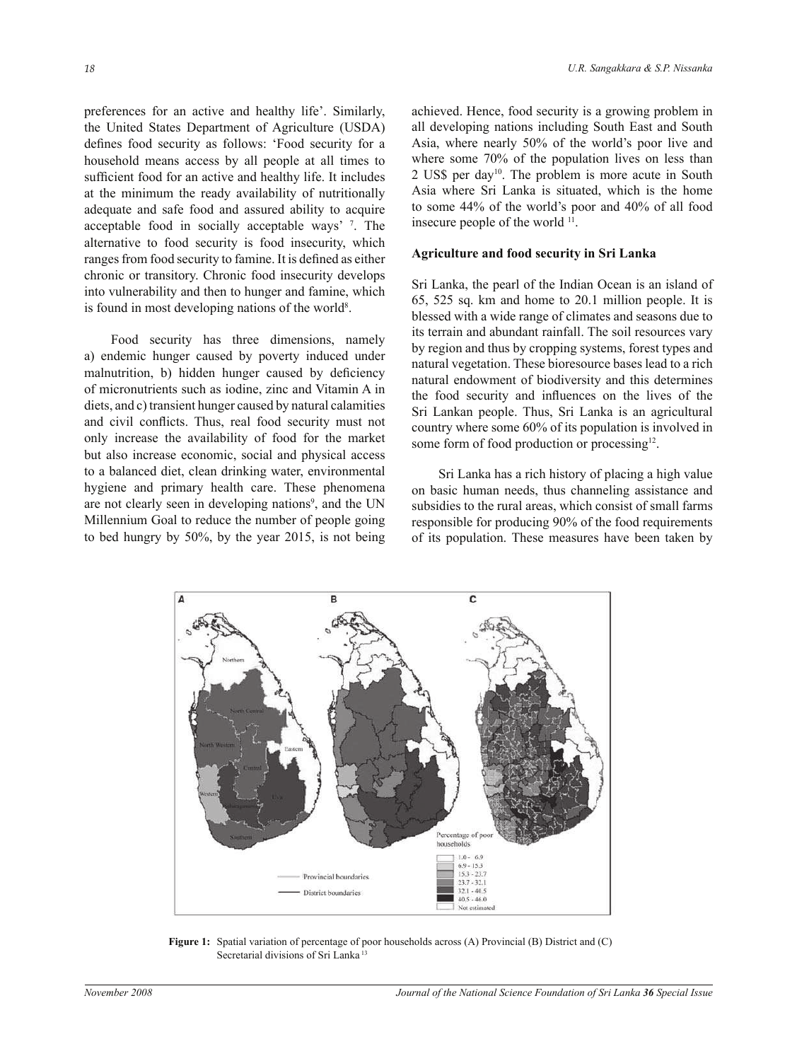preferences for an active and healthy life'. Similarly, the United States Department of Agriculture (USDA) defines food security as follows: 'Food security for a household means access by all people at all times to sufficient food for an active and healthy life. It includes at the minimum the ready availability of nutritionally adequate and safe food and assured ability to acquire acceptable food in socially acceptable ways' [7]. The alternative to food security is food insecurity, which ranges from food security to famine. It is defined as either chronic or transitory. Chronic food insecurity develops into vulnerability and then to hunger and famine, which is found in most developing nations of the world[8].

Food security has three dimensions, namely a) endemic hunger caused by poverty induced under malnutrition, b) hidden hunger caused by deficiency of micronutrients such as iodine, zinc and Vitamin A in diets, and c) transient hunger caused by natural calamities and civil conflicts. Thus, real food security must not only increase the availability of food for the market but also increase economic, social and physical access to a balanced diet, clean drinking water, environmental hygiene and primary health care. These phenomena are not clearly seen in developing nations[9], and the UN Millennium Goal to reduce the number of people going to bed hungry by 50%, by the year 2015, is not being achieved. Hence, food security is a growing problem in all developing nations including South East and South Asia, where nearly 50% of the world's poor live and where some 70% of the population lives on less than 2 US$ per day[10]. The problem is more acute in South Asia where Sri Lanka is situated, which is the home to some 44% of the world's poor and 40% of all food insecure people of the world [11].

## Agriculture and food security in Sri Lanka

Sri Lanka, the pearl of the Indian Ocean is an island of 65, 525 sq. km and home to 20.1 million people. It is blessed with a wide range of climates and seasons due to its terrain and abundant rainfall. The soil resources vary by region and thus by cropping systems, forest types and natural vegetation. These bioresource bases lead to a rich natural endowment of biodiversity and this determines the food security and influences on the lives of the Sri Lankan people. Thus, Sri Lanka is an agricultural country where some 60% of its population is involved in some form of food production or processing[12].

Sri Lanka has a rich history of placing a high value on basic human needs, thus channeling assistance and subsidies to the rural areas, which consist of small farms responsible for producing 90% of the food requirements of its population. These measures have been taken by

**Figure 1:** Spatial variation of percentage of poor households across (A) Provincial (B) District and (C) Secretarial divisions of Sri Lanka [13]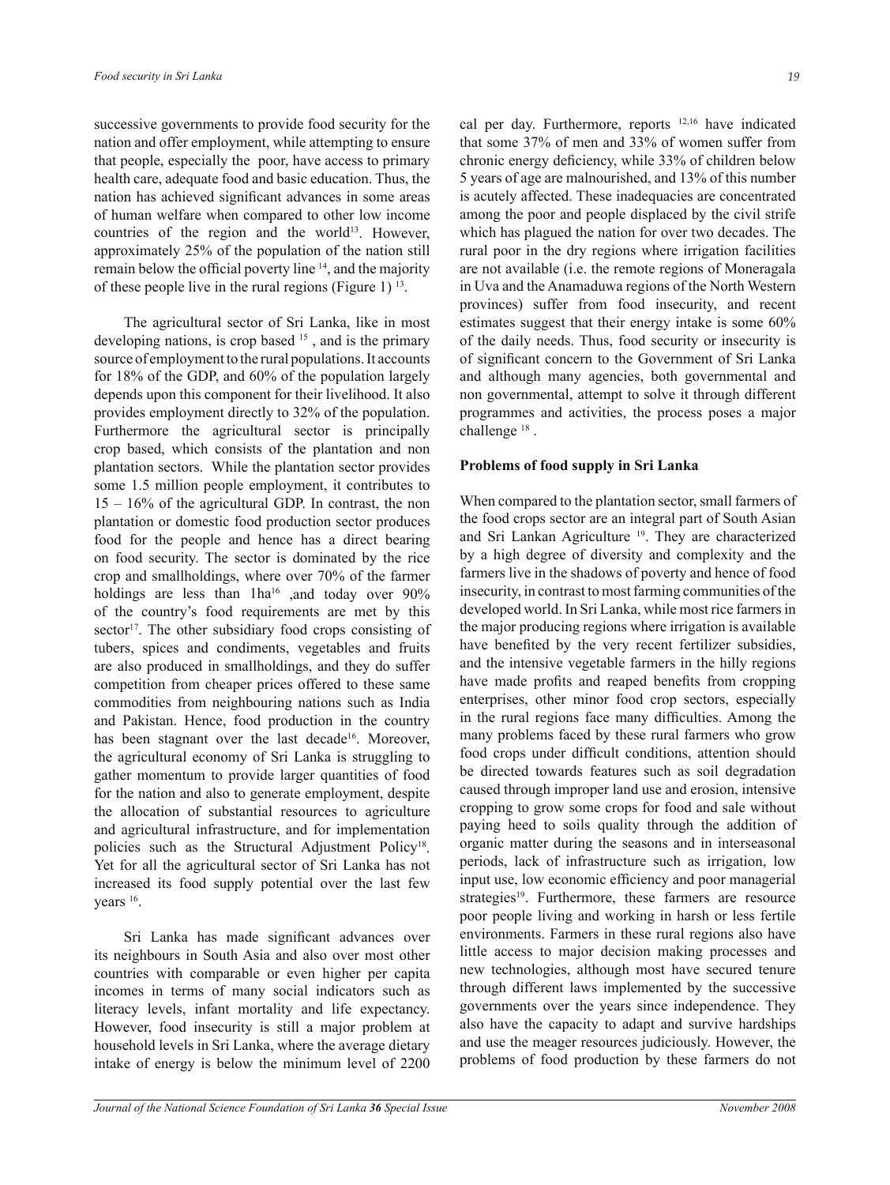successive governments to provide food security for the nation and offer employment, while attempting to ensure that people, especially the poor, have access to primary health care, adequate food and basic education. Thus, the nation has achieved significant advances in some areas of human welfare when compared to other low income countries of the region and the world[13]. However, approximately 25% of the population of the nation still remain below the official poverty line [14], and the majority of these people live in the rural regions (Figure 1) [13].

The agricultural sector of Sri Lanka, like in most developing nations, is crop based [15], and is the primary source of employment to the rural populations. It accounts for 18% of the GDP, and 60% of the population largely depends upon this component for their livelihood. It also provides employment directly to 32% of the population. Furthermore the agricultural sector is principally crop based, which consists of the plantation and non plantation sectors. While the plantation sector provides some 1.5 million people employment, it contributes to 15 – 16% of the agricultural GDP. In contrast, the non plantation or domestic food production sector produces food for the people and hence has a direct bearing on food security. The sector is dominated by the rice crop and smallholdings, where over 70% of the farmer holdings are less than 1ha[16], and today over 90% of the country's food requirements are met by this sector[17]. The other subsidiary food crops consisting of tubers, spices and condiments, vegetables and fruits are also produced in smallholdings, and they do suffer competition from cheaper prices offered to these same commodities from neighbouring nations such as India and Pakistan. Hence, food production in the country has been stagnant over the last decade[16]. Moreover, the agricultural economy of Sri Lanka is struggling to gather momentum to provide larger quantities of food for the nation and also to generate employment, despite the allocation of substantial resources to agriculture and agricultural infrastructure, and for implementation policies such as the Structural Adjustment Policy[18]. Yet for all the agricultural sector of Sri Lanka has not increased its food supply potential over the last few years [16].

Sri Lanka has made significant advances over its neighbours in South Asia and also over most other countries with comparable or even higher per capita incomes in terms of many social indicators such as literacy levels, infant mortality and life expectancy. However, food insecurity is still a major problem at household levels in Sri Lanka, where the average dietary intake of energy is below the minimum level of 2200 cal per day. Furthermore, reports [12,16] have indicated that some 37% of men and 33% of women suffer from chronic energy deficiency, while 33% of children below 5 years of age are malnourished, and 13% of this number is acutely affected. These inadequacies are concentrated among the poor and people displaced by the civil strife which has plagued the nation for over two decades. The rural poor in the dry regions where irrigation facilities are not available (i.e. the remote regions of Moneragala in Uva and the Anamaduwa regions of the North Western provinces) suffer from food insecurity, and recent estimates suggest that their energy intake is some 60% of the daily needs. Thus, food security or insecurity is of significant concern to the Government of Sri Lanka and although many agencies, both governmental and non governmental, attempt to solve it through different programmes and activities, the process poses a major challenge [18].

**Problems of food supply in Sri Lanka**

When compared to the plantation sector, small farmers of the food crops sector are an integral part of South Asian and Sri Lankan Agriculture [19]. They are characterized by a high degree of diversity and complexity and the farmers live in the shadows of poverty and hence of food insecurity, in contrast to most farming communities of the developed world. In Sri Lanka, while most rice farmers in the major producing regions where irrigation is available have benefited by the very recent fertilizer subsidies, and the intensive vegetable farmers in the hilly regions have made profits and reaped benefits from cropping enterprises, other minor food crop sectors, especially in the rural regions face many difficulties. Among the many problems faced by these rural farmers who grow food crops under difficult conditions, attention should be directed towards features such as soil degradation caused through improper land use and erosion, intensive cropping to grow some crops for food and sale without paying heed to soils quality through the addition of organic matter during the seasons and in interseasonal periods, lack of infrastructure such as irrigation, low input use, low economic efficiency and poor managerial strategies[19]. Furthermore, these farmers are resource poor people living and working in harsh or less fertile environments. Farmers in these rural regions also have little access to major decision making processes and new technologies, although most have secured tenure through different laws implemented by the successive governments over the years since independence. They also have the capacity to adapt and survive hardships and use the meager resources judiciously. However, the problems of food production by these farmers do not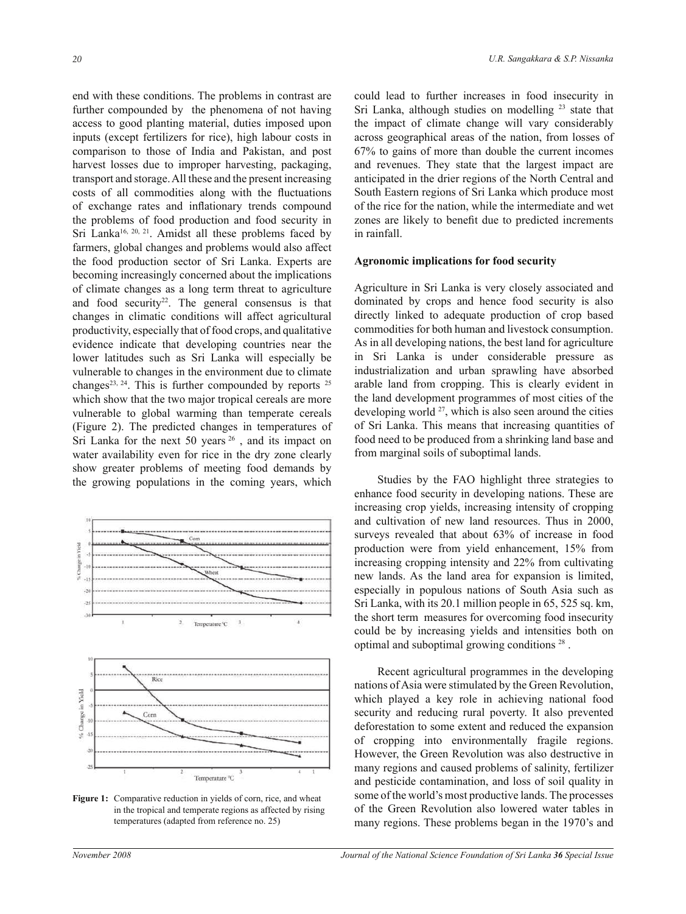end with these conditions. The problems in contrast are further compounded by the phenomena of not having access to good planting material, duties imposed upon inputs (except fertilizers for rice), high labour costs in comparison to those of India and Pakistan, and post harvest losses due to improper harvesting, packaging, transport and storage. All these and the present increasing costs of all commodities along with the fluctuations of exchange rates and inflationary trends compound the problems of food production and food security in Sri Lanka[16, 20, 21]. Amidst all these problems faced by farmers, global changes and problems would also affect the food production sector of Sri Lanka. Experts are becoming increasingly concerned about the implications of climate changes as a long term threat to agriculture and food security[22]. The general consensus is that changes in climatic conditions will affect agricultural productivity, especially that of food crops, and qualitative evidence indicate that developing countries near the lower latitudes such as Sri Lanka will especially be vulnerable to changes in the environment due to climate changes[23, 24]. This is further compounded by reports [25] which show that the two major tropical cereals are more vulnerable to global warming than temperate cereals (Figure 2). The predicted changes in temperatures of Sri Lanka for the next 50 years [26], and its impact on water availability even for rice in the dry zone clearly show greater problems of meeting food demands by the growing populations in the coming years, which could lead to further increases in food insecurity in Sri Lanka, although studies on modelling [23] state that the impact of climate change will vary considerably across geographical areas of the nation, from losses of 67% to gains of more than double the current incomes and revenues. They state that the largest impact are anticipated in the drier regions of the North Central and South Eastern regions of Sri Lanka which produce most of the rice for the nation, while the intermediate and wet zones are likely to benefit due to predicted increments in rainfall.

**Figure 1:** Comparative reduction in yields of corn, rice, and wheat in the tropical and temperate regions as affected by rising temperatures (adapted from reference no. 25)

## Agronomic implications for food security

Agriculture in Sri Lanka is very closely associated and dominated by crops and hence food security is also directly linked to adequate production of crop based commodities for both human and livestock consumption. As in all developing nations, the best land for agriculture in Sri Lanka is under considerable pressure as industrialization and urban sprawling have absorbed arable land from cropping. This is clearly evident in the land development programmes of most cities of the developing world [27], which is also seen around the cities of Sri Lanka. This means that increasing quantities of food need to be produced from a shrinking land base and from marginal soils of suboptimal lands.

Studies by the FAO highlight three strategies to enhance food security in developing nations. These are increasing crop yields, increasing intensity of cropping and cultivation of new land resources. Thus in 2000, surveys revealed that about 63% of increase in food production were from yield enhancement, 15% from increasing cropping intensity and 22% from cultivating new lands. As the land area for expansion is limited, especially in populous nations of South Asia such as Sri Lanka, with its 20.1 million people in 65, 525 sq. km, the short term measures for overcoming food insecurity could be by increasing yields and intensities both on optimal and suboptimal growing conditions [28].

Recent agricultural programmes in the developing nations of Asia were stimulated by the Green Revolution, which played a key role in achieving national food security and reducing rural poverty. It also prevented deforestation to some extent and reduced the expansion of cropping into environmentally fragile regions. However, the Green Revolution was also destructive in many regions and caused problems of salinity, fertilizer and pesticide contamination, and loss of soil quality in some of the world's most productive lands. The processes of the Green Revolution also lowered water tables in many regions. These problems began in the 1970's and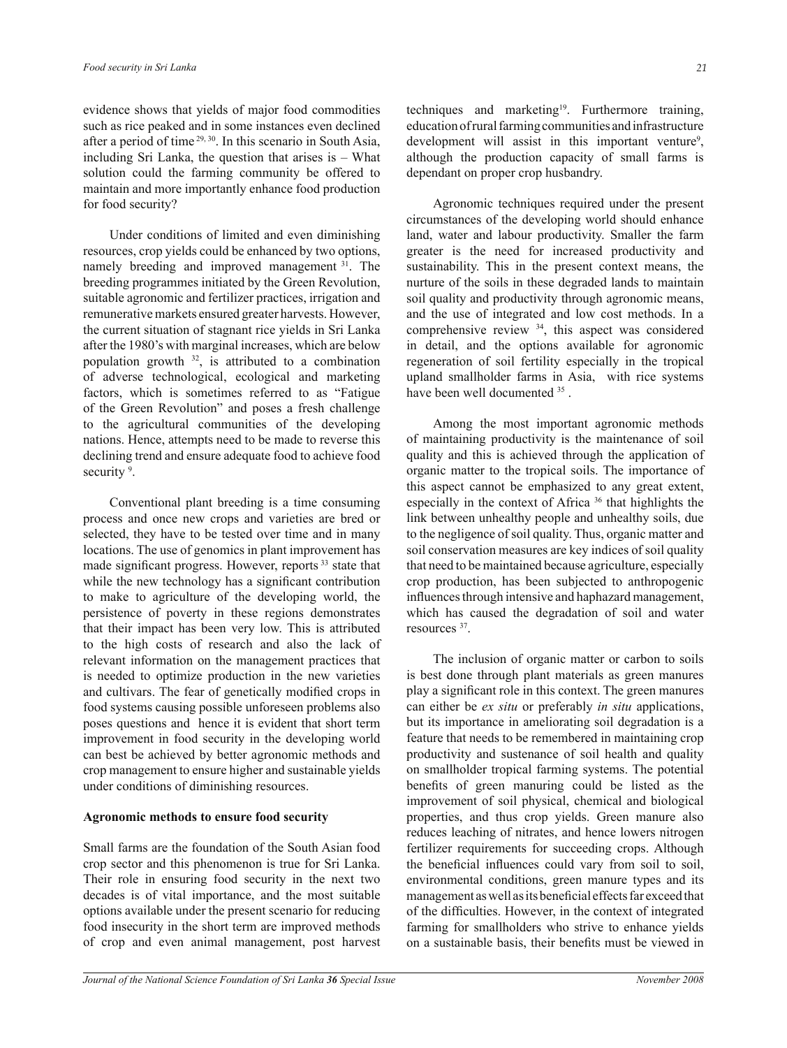evidence shows that yields of major food commodities such as rice peaked and in some instances even declined after a period of time [29, 30]. In this scenario in South Asia, including Sri Lanka, the question that arises is – What solution could the farming community be offered to maintain and more importantly enhance food production for food security?

Under conditions of limited and even diminishing resources, crop yields could be enhanced by two options, namely breeding and improved management [31]. The breeding programmes initiated by the Green Revolution, suitable agronomic and fertilizer practices, irrigation and remunerative markets ensured greater harvests. However, the current situation of stagnant rice yields in Sri Lanka after the 1980's with marginal increases, which are below population growth [32], is attributed to a combination of adverse technological, ecological and marketing factors, which is sometimes referred to as "Fatigue of the Green Revolution" and poses a fresh challenge to the agricultural communities of the developing nations. Hence, attempts need to be made to reverse this declining trend and ensure adequate food to achieve food security [9].

Conventional plant breeding is a time consuming process and once new crops and varieties are bred or selected, they have to be tested over time and in many locations. The use of genomics in plant improvement has made significant progress. However, reports [33] state that while the new technology has a significant contribution to make to agriculture of the developing world, the persistence of poverty in these regions demonstrates that their impact has been very low. This is attributed to the high costs of research and also the lack of relevant information on the management practices that is needed to optimize production in the new varieties and cultivars. The fear of genetically modified crops in food systems causing possible unforeseen problems also poses questions and hence it is evident that short term improvement in food security in the developing world can best be achieved by better agronomic methods and crop management to ensure higher and sustainable yields under conditions of diminishing resources.

**Agronomic methods to ensure food security**

Small farms are the foundation of the South Asian food crop sector and this phenomenon is true for Sri Lanka. Their role in ensuring food security in the next two decades is of vital importance, and the most suitable options available under the present scenario for reducing food insecurity in the short term are improved methods of crop and even animal management, post harvest techniques and marketing[19]. Furthermore training, education of rural farming communities and infrastructure development will assist in this important venture[9], although the production capacity of small farms is dependant on proper crop husbandry.

Agronomic techniques required under the present circumstances of the developing world should enhance land, water and labour productivity. Smaller the farm greater is the need for increased productivity and sustainability. This in the present context means, the nurture of the soils in these degraded lands to maintain soil quality and productivity through agronomic means, and the use of integrated and low cost methods. In a comprehensive review [34], this aspect was considered in detail, and the options available for agronomic regeneration of soil fertility especially in the tropical upland smallholder farms in Asia, with rice systems have been well documented [35].

Among the most important agronomic methods of maintaining productivity is the maintenance of soil quality and this is achieved through the application of organic matter to the tropical soils. The importance of this aspect cannot be emphasized to any great extent, especially in the context of Africa [36] that highlights the link between unhealthy people and unhealthy soils, due to the negligence of soil quality. Thus, organic matter and soil conservation measures are key indices of soil quality that need to be maintained because agriculture, especially crop production, has been subjected to anthropogenic influences through intensive and haphazard management, which has caused the degradation of soil and water resources [37].

The inclusion of organic matter or carbon to soils is best done through plant materials as green manures play a significant role in this context. The green manures can either be *ex situ* or preferably *in situ* applications, but its importance in ameliorating soil degradation is a feature that needs to be remembered in maintaining crop productivity and sustenance of soil health and quality on smallholder tropical farming systems. The potential benefits of green manuring could be listed as the improvement of soil physical, chemical and biological properties, and thus crop yields. Green manure also reduces leaching of nitrates, and hence lowers nitrogen fertilizer requirements for succeeding crops. Although the beneficial influences could vary from soil to soil, environmental conditions, green manure types and its management as well as its beneficial effects far exceed that of the difficulties. However, in the context of integrated farming for smallholders who strive to enhance yields on a sustainable basis, their benefits must be viewed in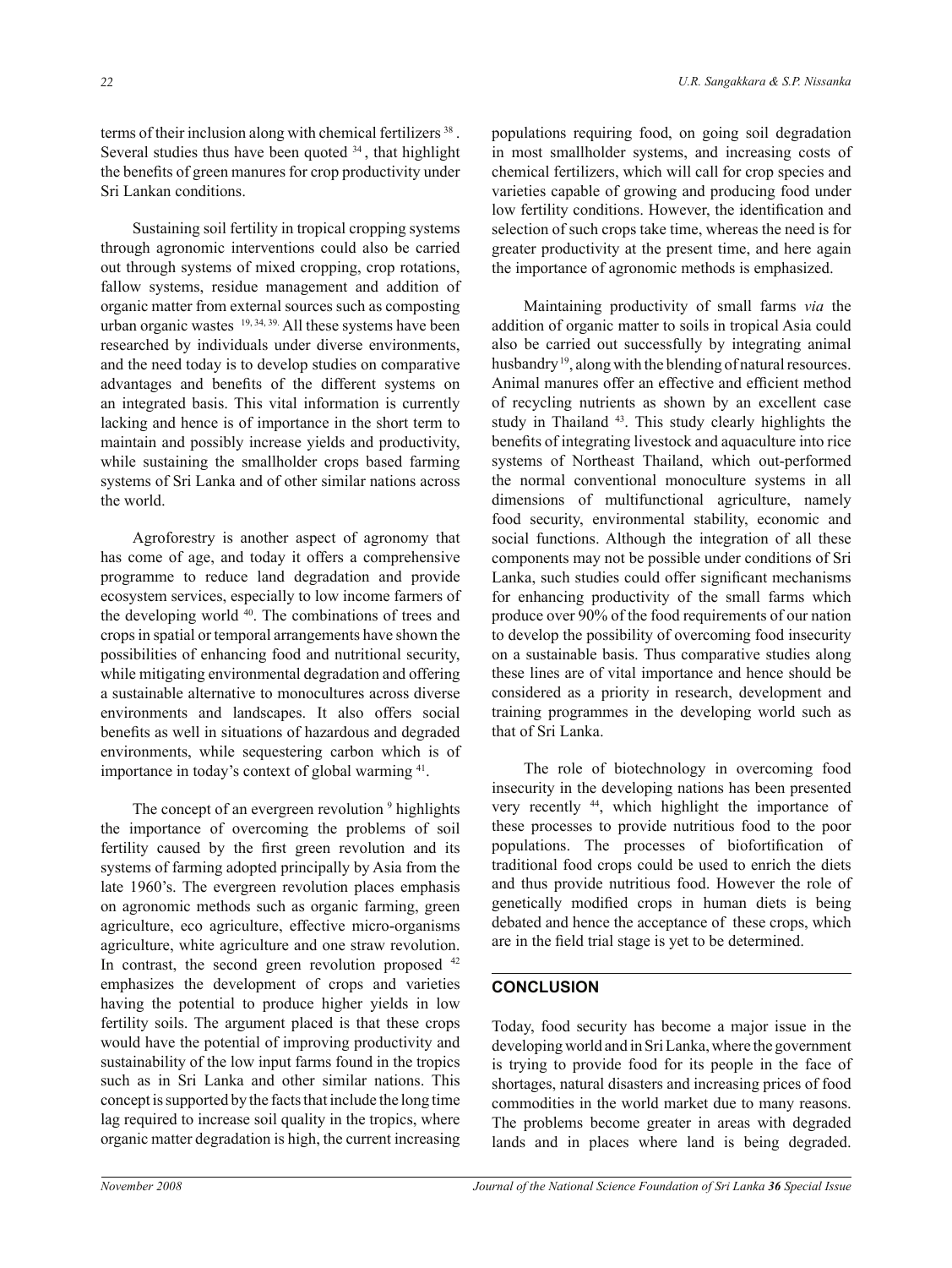terms of their inclusion along with chemical fertilizers [38]. Several studies thus have been quoted [34], that highlight the benefits of green manures for crop productivity under Sri Lankan conditions.

Sustaining soil fertility in tropical cropping systems through agronomic interventions could also be carried out through systems of mixed cropping, crop rotations, fallow systems, residue management and addition of organic matter from external sources such as composting urban organic wastes [19, 34, 39]. All these systems have been researched by individuals under diverse environments, and the need today is to develop studies on comparative advantages and benefits of the different systems on an integrated basis. This vital information is currently lacking and hence is of importance in the short term to maintain and possibly increase yields and productivity, while sustaining the smallholder crops based farming systems of Sri Lanka and of other similar nations across the world.

Agroforestry is another aspect of agronomy that has come of age, and today it offers a comprehensive programme to reduce land degradation and provide ecosystem services, especially to low income farmers of the developing world [40]. The combinations of trees and crops in spatial or temporal arrangements have shown the possibilities of enhancing food and nutritional security, while mitigating environmental degradation and offering a sustainable alternative to monocultures across diverse environments and landscapes. It also offers social benefits as well in situations of hazardous and degraded environments, while sequestering carbon which is of importance in today's context of global warming [41].

The concept of an evergreen revolution [9] highlights the importance of overcoming the problems of soil fertility caused by the first green revolution and its systems of farming adopted principally by Asia from the late 1960's. The evergreen revolution places emphasis on agronomic methods such as organic farming, green agriculture, eco agriculture, effective micro-organisms agriculture, white agriculture and one straw revolution. In contrast, the second green revolution proposed [42] emphasizes the development of crops and varieties having the potential to produce higher yields in low fertility soils. The argument placed is that these crops would have the potential of improving productivity and sustainability of the low input farms found in the tropics such as in Sri Lanka and other similar nations. This concept is supported by the facts that include the long time lag required to increase soil quality in the tropics, where organic matter degradation is high, the current increasing populations requiring food, on going soil degradation in most smallholder systems, and increasing costs of chemical fertilizers, which will call for crop species and varieties capable of growing and producing food under low fertility conditions. However, the identification and selection of such crops take time, whereas the need is for greater productivity at the present time, and here again the importance of agronomic methods is emphasized.

Maintaining productivity of small farms *via* the addition of organic matter to soils in tropical Asia could also be carried out successfully by integrating animal husbandry [19], along with the blending of natural resources. Animal manures offer an effective and efficient method of recycling nutrients as shown by an excellent case study in Thailand [43]. This study clearly highlights the benefits of integrating livestock and aquaculture into rice systems of Northeast Thailand, which out-performed the normal conventional monoculture systems in all dimensions of multifunctional agriculture, namely food security, environmental stability, economic and social functions. Although the integration of all these components may not be possible under conditions of Sri Lanka, such studies could offer significant mechanisms for enhancing productivity of the small farms which produce over 90% of the food requirements of our nation to develop the possibility of overcoming food insecurity on a sustainable basis. Thus comparative studies along these lines are of vital importance and hence should be considered as a priority in research, development and training programmes in the developing world such as that of Sri Lanka.

The role of biotechnology in overcoming food insecurity in the developing nations has been presented very recently [44], which highlight the importance of these processes to provide nutritious food to the poor populations. The processes of biofortification of traditional food crops could be used to enrich the diets and thus provide nutritious food. However the role of genetically modified crops in human diets is being debated and hence the acceptance of these crops, which are in the field trial stage is yet to be determined.

## CONCLUSION

Today, food security has become a major issue in the developing world and in Sri Lanka, where the government is trying to provide food for its people in the face of shortages, natural disasters and increasing prices of food commodities in the world market due to many reasons. The problems become greater in areas with degraded lands and in places where land is being degraded.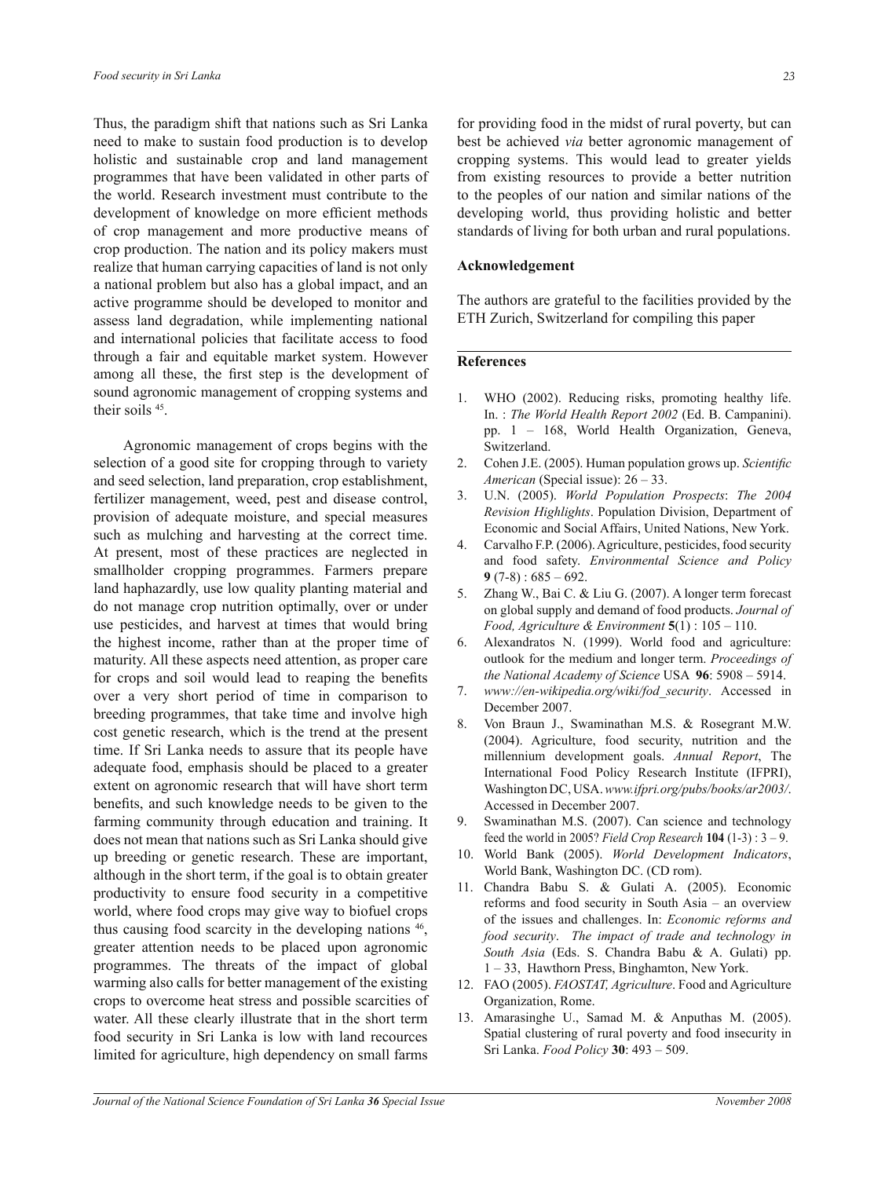Thus, the paradigm shift that nations such as Sri Lanka need to make to sustain food production is to develop holistic and sustainable crop and land management programmes that have been validated in other parts of the world. Research investment must contribute to the development of knowledge on more efficient methods of crop management and more productive means of crop production. The nation and its policy makers must realize that human carrying capacities of land is not only a national problem but also has a global impact, and an active programme should be developed to monitor and assess land degradation, while implementing national and international policies that facilitate access to food through a fair and equitable market system. However among all these, the first step is the development of sound agronomic management of cropping systems and their soils [45].

Agronomic management of crops begins with the selection of a good site for cropping through to variety and seed selection, land preparation, crop establishment, fertilizer management, weed, pest and disease control, provision of adequate moisture, and special measures such as mulching and harvesting at the correct time. At present, most of these practices are neglected in smallholder cropping programmes. Farmers prepare land haphazardly, use low quality planting material and do not manage crop nutrition optimally, over or under use pesticides, and harvest at times that would bring the highest income, rather than at the proper time of maturity. All these aspects need attention, as proper care for crops and soil would lead to reaping the benefits over a very short period of time in comparison to breeding programmes, that take time and involve high cost genetic research, which is the trend at the present time. If Sri Lanka needs to assure that its people have adequate food, emphasis should be placed to a greater extent on agronomic research that will have short term benefits, and such knowledge needs to be given to the farming community through education and training. It does not mean that nations such as Sri Lanka should give up breeding or genetic research. These are important, although in the short term, if the goal is to obtain greater productivity to ensure food security in a competitive world, where food crops may give way to biofuel crops thus causing food scarcity in the developing nations [46], greater attention needs to be placed upon agronomic programmes. The threats of the impact of global warming also calls for better management of the existing crops to overcome heat stress and possible scarcities of water. All these clearly illustrate that in the short term food security in Sri Lanka is low with land recources limited for agriculture, high dependency on small farms for providing food in the midst of rural poverty, but can best be achieved *via* better agronomic management of cropping systems. This would lead to greater yields from existing resources to provide a better nutrition to the peoples of our nation and similar nations of the developing world, thus providing holistic and better standards of living for both urban and rural populations.

**Acknowledgement**

The authors are grateful to the facilities provided by the ETH Zurich, Switzerland for compiling this paper

**References**

1. WHO (2002). Reducing risks, promoting healthy life. In. : *The World Health Report 2002* (Ed. B. Campanini). pp. 1 – 168, World Health Organization, Geneva, Switzerland.
2. Cohen J.E. (2005). Human population grows up. *Scientific American* (Special issue): 26 – 33.
3. U.N. (2005). *World Population Prospects*: *The 2004 Revision Highlights*. Population Division, Department of Economic and Social Affairs, United Nations, New York.
4. Carvalho F.P. (2006). Agriculture, pesticides, food security and food safety. *Environmental Science and Policy* **9** (7-8) : 685 – 692.
5. Zhang W., Bai C. & Liu G. (2007). A longer term forecast on global supply and demand of food products. *Journal of Food, Agriculture & Environment* **5**(1) : 105 – 110.
6. Alexandratos N. (1999). World food and agriculture: outlook for the medium and longer term. *Proceedings of the National Academy of Science* USA **96**: 5908 – 5914.
7. *www://en-wikipedia.org/wiki/fod_security*. Accessed in December 2007.
8. Von Braun J., Swaminathan M.S. & Rosegrant M.W. (2004). Agriculture, food security, nutrition and the millennium development goals. *Annual Report*, The International Food Policy Research Institute (IFPRI), Washington DC, USA. *www.ifpri.org/pubs/books/ar2003/*. Accessed in December 2007.
9. Swaminathan M.S. (2007). Can science and technology feed the world in 2005? *Field Crop Research* **104** (1-3) : 3 – 9.
10. World Bank (2005). *World Development Indicators*, World Bank, Washington DC. (CD rom).
11. Chandra Babu S. & Gulati A. (2005). Economic reforms and food security in South Asia – an overview of the issues and challenges. In: *Economic reforms and food security*. *The impact of trade and technology in South Asia* (Eds. S. Chandra Babu & A. Gulati) pp. 1 – 33, Hawthorn Press, Binghamton, New York.
12. FAO (2005). *FAOSTAT, Agriculture*. Food and Agriculture Organization, Rome.
13. Amarasinghe U., Samad M. & Anputhas M. (2005). Spatial clustering of rural poverty and food insecurity in Sri Lanka. *Food Policy* **30**: 493 – 509.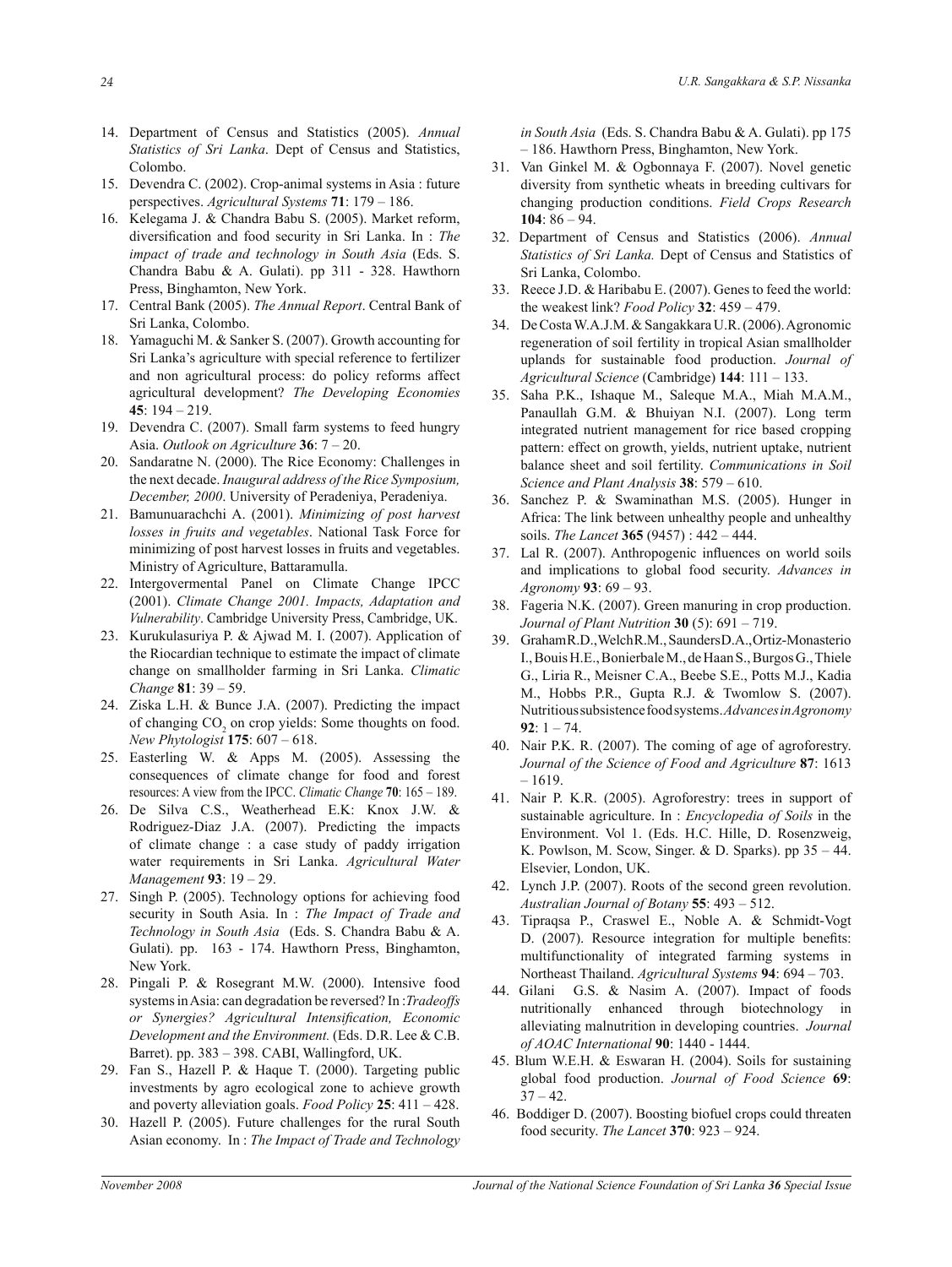14. Department of Census and Statistics (2005). *Annual Statistics of Sri Lanka*. Dept of Census and Statistics, Colombo.
15. Devendra C. (2002). Crop-animal systems in Asia : future perspectives. *Agricultural Systems* **71**: 179 – 186.
16. Kelegama J. & Chandra Babu S. (2005). Market reform, diversification and food security in Sri Lanka. In : *The impact of trade and technology in South Asia* (Eds. S. Chandra Babu & A. Gulati). pp 311 - 328. Hawthorn Press, Binghamton, New York.
17. Central Bank (2005). *The Annual Report*. Central Bank of Sri Lanka, Colombo.
18. Yamaguchi M. & Sanker S. (2007). Growth accounting for Sri Lanka's agriculture with special reference to fertilizer and non agricultural process: do policy reforms affect agricultural development? *The Developing Economies* **45**: 194 – 219.
19. Devendra C. (2007). Small farm systems to feed hungry Asia. *Outlook on Agriculture* **36**: 7 – 20.
20. Sandaratne N. (2000). The Rice Economy: Challenges in the next decade. *Inaugural address of the Rice Symposium, December, 2000*. University of Peradeniya, Peradeniya.
21. Bamunuarachchi A. (2001). *Minimizing of post harvest losses in fruits and vegetables*. National Task Force for minimizing of post harvest losses in fruits and vegetables. Ministry of Agriculture, Battaramulla.
22. Intergovermental Panel on Climate Change IPCC (2001). *Climate Change 2001. Impacts, Adaptation and Vulnerability*. Cambridge University Press, Cambridge, UK.
23. Kurukulasuriya P. & Ajwad M. I. (2007). Application of the Riocardian technique to estimate the impact of climate change on smallholder farming in Sri Lanka. *Climatic Change* **81**: 39 – 59.
24. Ziska L.H. & Bunce J.A. (2007). Predicting the impact of changing $CO_2$ on crop yields: Some thoughts on food. *New Phytologist* **175**: 607 – 618.
25. Easterling W. & Apps M. (2005). Assessing the consequences of climate change for food and forest resources: A view from the IPCC. *Climatic Change* **70**: 165 – 189.
26. De Silva C.S., Weatherhead E.K: Knox J.W. & Rodriguez-Diaz J.A. (2007). Predicting the impacts of climate change : a case study of paddy irrigation water requirements in Sri Lanka. *Agricultural Water Management* **93**: 19 – 29.
27. Singh P. (2005). Technology options for achieving food security in South Asia. In : *The Impact of Trade and Technology in South Asia* (Eds. S. Chandra Babu & A. Gulati). pp. 163 - 174. Hawthorn Press, Binghamton, New York.
28. Pingali P. & Rosegrant M.W. (2000). Intensive food systems in Asia: can degradation be reversed? In :*Tradeoffs or Synergies? Agricultural Intensification, Economic Development and the Environment.* (Eds. D.R. Lee & C.B. Barret). pp. 383 – 398. CABI, Wallingford, UK.
29. Fan S., Hazell P. & Haque T. (2000). Targeting public investments by agro ecological zone to achieve growth and poverty alleviation goals. *Food Policy* **25**: 411 – 428.
30. Hazell P. (2005). Future challenges for the rural South Asian economy. In : *The Impact of Trade and Technology in South Asia* (Eds. S. Chandra Babu & A. Gulati). pp 175 – 186. Hawthorn Press, Binghamton, New York.
31. Van Ginkel M. & Ogbonnaya F. (2007). Novel genetic diversity from synthetic wheats in breeding cultivars for changing production conditions. *Field Crops Research* **104**: 86 – 94.
32. Department of Census and Statistics (2006). *Annual Statistics of Sri Lanka.* Dept of Census and Statistics of Sri Lanka, Colombo.
33. Reece J.D. & Haribabu E. (2007). Genes to feed the world: the weakest link? *Food Policy* **32**: 459 – 479.
34. De Costa W.A.J.M. & Sangakkara U.R. (2006). Agronomic regeneration of soil fertility in tropical Asian smallholder uplands for sustainable food production. *Journal of Agricultural Science* (Cambridge) **144**: 111 – 133.
35. Saha P.K., Ishaque M., Saleque M.A., Miah M.A.M., Panaullah G.M. & Bhuiyan N.I. (2007). Long term integrated nutrient management for rice based cropping pattern: effect on growth, yields, nutrient uptake, nutrient balance sheet and soil fertility. *Communications in Soil Science and Plant Analysis* **38**: 579 – 610.
36. Sanchez P. & Swaminathan M.S. (2005). Hunger in Africa: The link between unhealthy people and unhealthy soils. *The Lancet* **365** (9457) : 442 – 444.
37. Lal R. (2007). Anthropogenic influences on world soils and implications to global food security. *Advances in Agronomy* **93**: 69 – 93.
38. Fageria N.K. (2007). Green manuring in crop production. *Journal of Plant Nutrition* **30** (5): 691 – 719.
39. Graham R.D., Welch R.M., Saunders D.A., Ortiz-Monasterio I., Bouis H.E., Bonierbale M., de Haan S., Burgos G., Thiele G., Liria R., Meisner C.A., Beebe S.E., Potts M.J., Kadia M., Hobbs P.R., Gupta R.J. & Twomlow S. (2007). Nutritious subsistence food systems. *Advances in Agronomy* **92**: 1 – 74.
40. Nair P.K. R. (2007). The coming of age of agroforestry. *Journal of the Science of Food and Agriculture* **87**: 1613 – 1619.
41. Nair P. K.R. (2005). Agroforestry: trees in support of sustainable agriculture. In : *Encyclopedia of Soils* in the Environment. Vol 1. (Eds. H.C. Hille, D. Rosenzweig, K. Powlson, M. Scow, Singer. & D. Sparks). pp 35 – 44. Elsevier, London, UK.
42. Lynch J.P. (2007). Roots of the second green revolution. *Australian Journal of Botany* **55**: 493 – 512.
43. Tipraqsa P., Craswel E., Noble A. & Schmidt-Vogt D. (2007). Resource integration for multiple benefits: multifunctionality of integrated farming systems in Northeast Thailand. *Agricultural Systems* **94**: 694 – 703.
44. Gilani G.S. & Nasim A. (2007). Impact of foods nutritionally enhanced through biotechnology in alleviating malnutrition in developing countries. *Journal of AOAC International* **90**: 1440 - 1444.
45. Blum W.E.H. & Eswaran H. (2004). Soils for sustaining global food production. *Journal of Food Science* **69**: 37 – 42.
46. Boddiger D. (2007). Boosting biofuel crops could threaten food security. *The Lancet* **370**: 923 – 924.